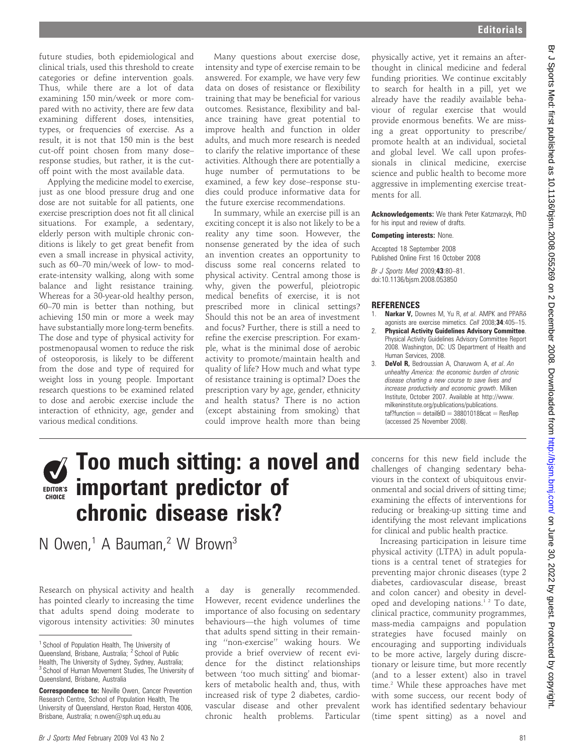future studies, both epidemiological and clinical trials, used this threshold to create categories or define intervention goals. Thus, while there are a lot of data examining 150 min/week or more compared with no activity, there are few data examining different doses, intensities, types, or frequencies of exercise. As a result, it is not that 150 min is the best cut-off point chosen from many dose–response studies, but rather, it is the cut-off point with the most available data.

Applying the medicine model to exercise, just as one blood pressure drug and one dose are not suitable for all patients, one exercise prescription does not fit all clinical situations. For example, a sedentary, elderly person with multiple chronic conditions is likely to get great benefit from even a small increase in physical activity, such as 60–70 min/week of low- to moderate-intensity walking, along with some balance and light resistance training. Whereas for a 30-year-old healthy person, 60–70 min is better than nothing, but achieving 150 min or more a week may have substantially more long-term benefits. The dose and type of physical activity for postmenopausal women to reduce the risk of osteoporosis, is likely to be different from the dose and type of required for weight loss in young people. Important research questions to be examined related to dose and aerobic exercise include the interaction of ethnicity, age, gender and various medical conditions.

Many questions about exercise dose, intensity and type of exercise remain to be answered. For example, we have very few data on doses of resistance or flexibility training that may be beneficial for various outcomes. Resistance, flexibility and balance training have great potential to improve health and function in older adults, and much more research is needed to clarify the relative importance of these activities. Although there are potentially a huge number of permutations to be examined, a few key dose–response studies could produce informative data for the future exercise recommendations.

In summary, while an exercise pill is an exciting concept it is also not likely to be a reality any time soon. However, the nonsense generated by the idea of such an invention creates an opportunity to discuss some real concerns related to physical activity. Central among those is why, given the powerful, pleiotropic medical benefits of exercise, it is not prescribed more in clinical settings? Should this not be an area of investment and focus? Further, there is still a need to refine the exercise prescription. For example, what is the minimal dose of aerobic activity to promote/maintain health and quality of life? How much and what type of resistance training is optimal? Does the prescription vary by age, gender, ethnicity and health status? There is no action (except abstaining from smoking) that could improve health more than being physically active, yet it remains an afterthought in clinical medicine and federal funding priorities. We continue excitably to search for health in a pill, yet we already have the readily available behaviour of regular exercise that would provide enormous benefits. We are missing a great opportunity to prescribe/promote health at an individual, societal and global level. We call upon professionals in clinical medicine, exercise science and public health to become more aggressive in implementing exercise treatments for all.

**Acknowledgements:** We thank Peter Katzmarzyk, PhD for his input and review of drafts.

**Competing interests:** None.

Accepted 18 September 2008
Published Online First 16 October 2008

*Br J Sports Med* 2009;**43**:80–81.
doi:10.1136/bjsm.2008.053850

## REFERENCES

1. **Narkar V,** Downes M, Yu R, *et al*. AMPK and PPARδ agonists are exercise mimetics. *Cell* 2008;**34**:405–15.
2. **Physical Activity Guidelines Advisory Committee**. Physical Activity Guidelines Advisory Committee Report 2008. Washington, DC: US Department of Health and Human Services, 2008.
3. **DeVol R,** Bedroussian A, Charuworn A, *et al*. *An unhealthy America: the economic burden of chronic disease charting a new course to save lives and increase productivity and economic growth*. Milken Institute, October 2007. Available at http://www.milkeninstitute.org/publications/publications.taf?function = detail&ID = 38801018&cat = ResRep (accessed 25 November 2008).

# Too much sitting: a novel and important predictor of chronic disease risk?

EDITOR'S CHOICE

N Owen,[1] A Bauman,[2] W Brown[3]

Research on physical activity and health has pointed clearly to increasing the time that adults spend doing moderate to vigorous intensity activities: 30 minutes a day is generally recommended. However, recent evidence underlines the importance of also focusing on sedentary behaviours—the high volumes of time that adults spend sitting in their remaining "non-exercise" waking hours. We provide a brief overview of recent evidence for the distinct relationships between 'too much sitting' and biomarkers of metabolic health and, thus, with increased risk of type 2 diabetes, cardiovascular disease and other prevalent chronic health problems. Particular concerns for this new field include the challenges of changing sedentary behaviours in the context of ubiquitous environmental and social drivers of sitting time; examining the effects of interventions for reducing or breaking-up sitting time and identifying the most relevant implications for clinical and public health practice.

Increasing participation in leisure time physical activity (LTPA) in adult populations is a central tenet of strategies for preventing major chronic diseases (type 2 diabetes, cardiovascular disease, breast and colon cancer) and obesity in developed and developing nations.[1,2] To date, clinical practice, community programmes, mass-media campaigns and population strategies have focused mainly on encouraging and supporting individuals to be more active, largely during discretionary or leisure time, but more recently (and to a lesser extent) also in travel time.[2] While these approaches have met with some success, our recent body of work has identified sedentary behaviour (time spent sitting) as a novel and

[1] School of Population Health, The University of Queensland, Brisbane, Australia; [2] School of Public Health, The University of Sydney, Sydney, Australia; [3] School of Human Movement Studies, The University of Queensland, Brisbane, Australia

**Correspondence to:** Neville Owen, Cancer Prevention Research Centre, School of Population Health, The University of Queensland, Herston Road, Herston 4006, Brisbane, Australia; n.owen@sph.uq.edu.au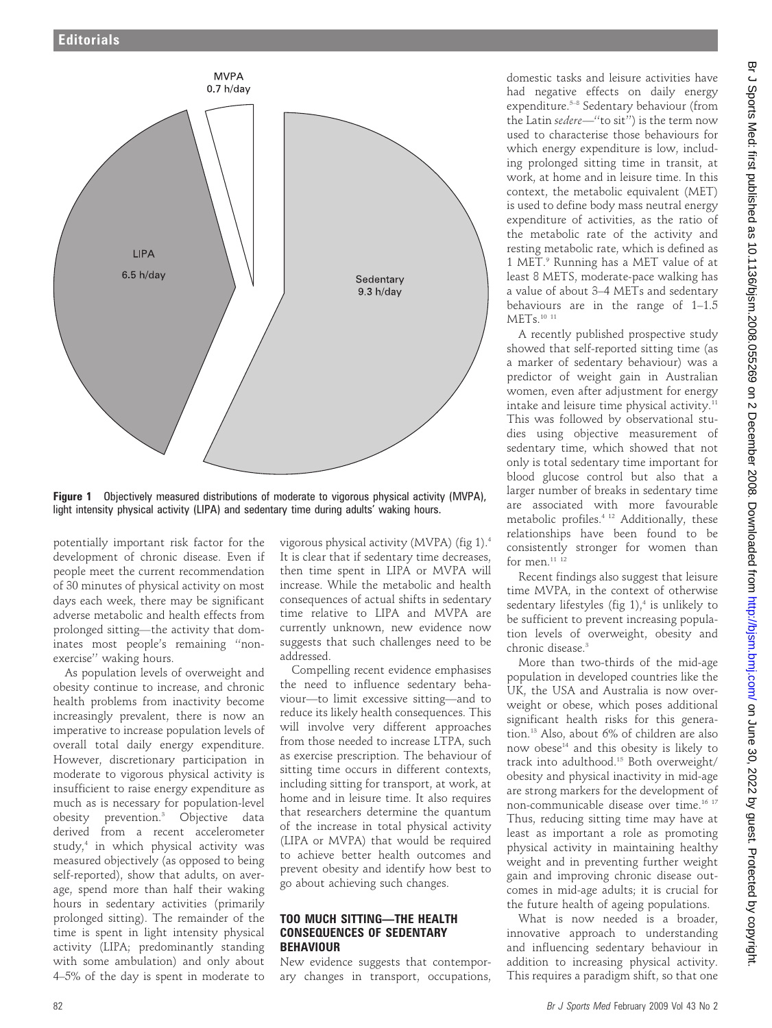MVPA
0.7 h/day

LIPA
6.5 h/day

Sedentary
9.3 h/day

**Figure 1** Objectively measured distributions of moderate to vigorous physical activity (MVPA), light intensity physical activity (LIPA) and sedentary time during adults' waking hours.

potentially important risk factor for the development of chronic disease. Even if people meet the current recommendation of 30 minutes of physical activity on most days each week, there may be significant adverse metabolic and health effects from prolonged sitting—the activity that dominates most people's remaining "non-exercise" waking hours.

As population levels of overweight and obesity continue to increase, and chronic health problems from inactivity become increasingly prevalent, there is now an imperative to increase population levels of overall total daily energy expenditure. However, discretionary participation in moderate to vigorous physical activity is insufficient to raise energy expenditure as much as is necessary for population-level obesity prevention.[3] Objective data derived from a recent accelerometer study,[4] in which physical activity was measured objectively (as opposed to being self-reported), show that adults, on average, spend more than half their waking hours in sedentary activities (primarily prolonged sitting). The remainder of the time is spent in light intensity physical activity (LIPA; predominantly standing with some ambulation) and only about 4–5% of the day is spent in moderate to vigorous physical activity (MVPA) (fig 1).[4] It is clear that if sedentary time decreases, then time spent in LIPA or MVPA will increase. While the metabolic and health consequences of actual shifts in sedentary time relative to LIPA and MVPA are currently unknown, new evidence now suggests that such challenges need to be addressed.

Compelling recent evidence emphasises the need to influence sedentary behaviour—to limit excessive sitting—and to reduce its likely health consequences. This will involve very different approaches from those needed to increase LTPA, such as exercise prescription. The behaviour of sitting time occurs in different contexts, including sitting for transport, at work, at home and in leisure time. It also requires that researchers determine the quantum of the increase in total physical activity (LIPA or MVPA) that would be required to achieve better health outcomes and prevent obesity and identify how best to go about achieving such changes.

## TOO MUCH SITTING—THE HEALTH CONSEQUENCES OF SEDENTARY BEHAVIOUR

New evidence suggests that contemporary changes in transport, occupations, domestic tasks and leisure activities have had negative effects on daily energy expenditure.[5–8] Sedentary behaviour (from the Latin *sedere*—"to sit") is the term now used to characterise those behaviours for which energy expenditure is low, including prolonged sitting time in transit, at work, at home and in leisure time. In this context, the metabolic equivalent (MET) is used to define body mass neutral energy expenditure of activities, as the ratio of the metabolic rate of the activity and resting metabolic rate, which is defined as 1 MET.[9] Running has a MET value of at least 8 METS, moderate-pace walking has a value of about 3–4 METs and sedentary behaviours are in the range of 1–1.5 METs.[10 11]

A recently published prospective study showed that self-reported sitting time (as a marker of sedentary behaviour) was a predictor of weight gain in Australian women, even after adjustment for energy intake and leisure time physical activity.[11] This was followed by observational studies using objective measurement of sedentary time, which showed that not only is total sedentary time important for blood glucose control but also that a larger number of breaks in sedentary time are associated with more favourable metabolic profiles.[4 12] Additionally, these relationships have been found to be consistently stronger for women than for men.[11 12]

Recent findings also suggest that leisure time MVPA, in the context of otherwise sedentary lifestyles (fig 1),[4] is unlikely to be sufficient to prevent increasing population levels of overweight, obesity and chronic disease.[3]

More than two-thirds of the mid-age population in developed countries like the UK, the USA and Australia is now overweight or obese, which poses additional significant health risks for this generation.[13] Also, about 6% of children are also now obese[14] and this obesity is likely to track into adulthood.[15] Both overweight/obesity and physical inactivity in mid-age are strong markers for the development of non-communicable disease over time.[16 17] Thus, reducing sitting time may have at least as important a role as promoting physical activity in maintaining healthy weight and in preventing further weight gain and improving chronic disease outcomes in mid-age adults; it is crucial for the future health of ageing populations.

What is now needed is a broader, innovative approach to understanding and influencing sedentary behaviour in addition to increasing physical activity. This requires a paradigm shift, so that one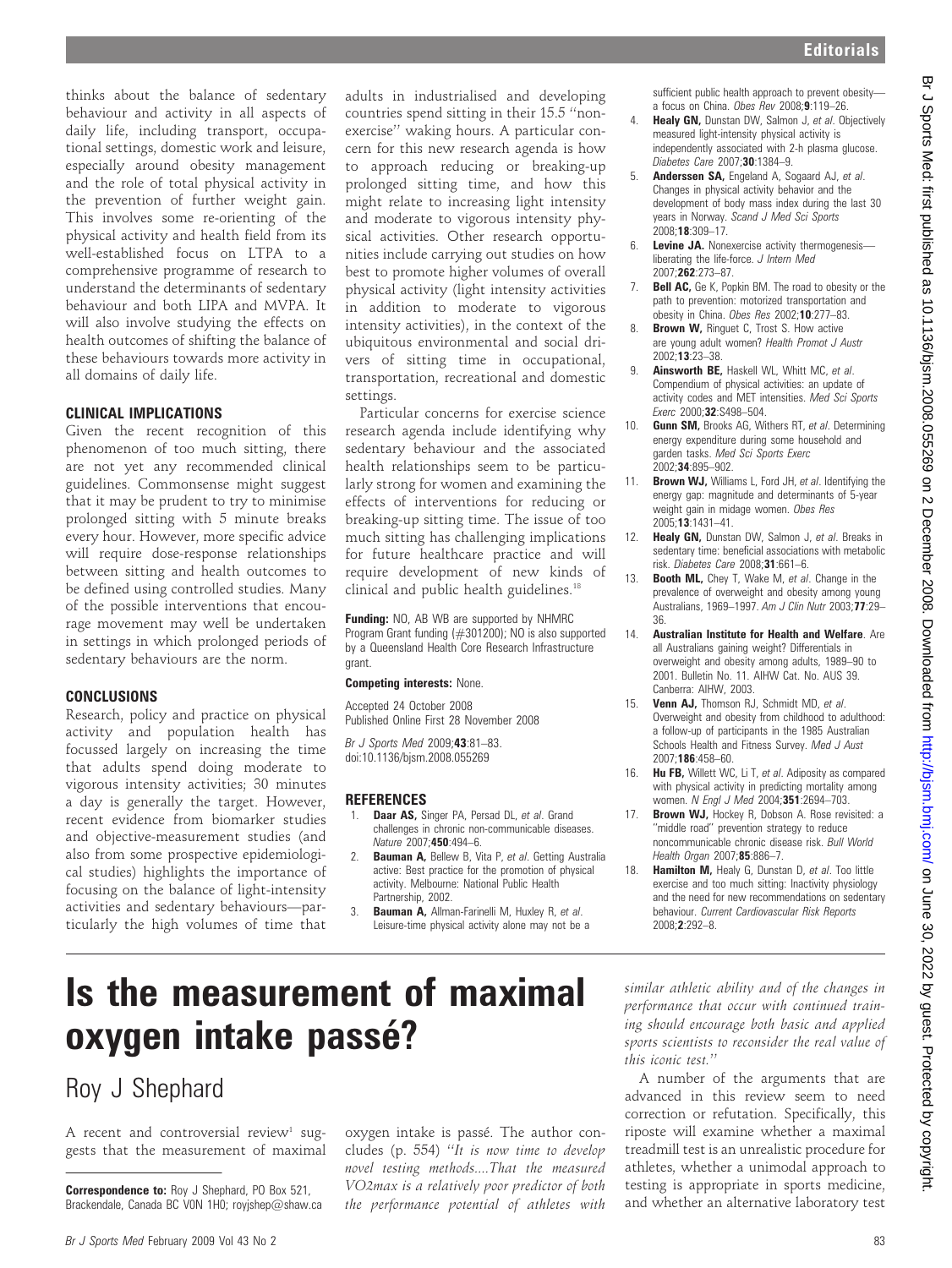thinks about the balance of sedentary behaviour and activity in all aspects of daily life, including transport, occupational settings, domestic work and leisure, especially around obesity management and the role of total physical activity in the prevention of further weight gain. This involves some re-orienting of the physical activity and health field from its well-established focus on LTPA to a comprehensive programme of research to understand the determinants of sedentary behaviour and both LIPA and MVPA. It will also involve studying the effects on health outcomes of shifting the balance of these behaviours towards more activity in all domains of daily life.

## CLINICAL IMPLICATIONS

Given the recent recognition of this phenomenon of too much sitting, there are not yet any recommended clinical guidelines. Commonsense might suggest that it may be prudent to try to minimise prolonged sitting with 5 minute breaks every hour. However, more specific advice will require dose-response relationships between sitting and health outcomes to be defined using controlled studies. Many of the possible interventions that encourage movement may well be undertaken in settings in which prolonged periods of sedentary behaviours are the norm.

## CONCLUSIONS

Research, policy and practice on physical activity and population health has focussed largely on increasing the time that adults spend doing moderate to vigorous intensity activities; 30 minutes a day is generally the target. However, recent evidence from biomarker studies and objective-measurement studies (and also from some prospective epidemiological studies) highlights the importance of focusing on the balance of light-intensity activities and sedentary behaviours—particularly the high volumes of time that adults in industrialised and developing countries spend sitting in their 15.5 "non-exercise" waking hours. A particular concern for this new research agenda is how to approach reducing or breaking-up prolonged sitting time, and how this might relate to increasing light intensity and moderate to vigorous intensity physical activities. Other research opportunities include carrying out studies on how best to promote higher volumes of overall physical activity (light intensity activities in addition to moderate to vigorous intensity activities), in the context of the ubiquitous environmental and social drivers of sitting time in occupational, transportation, recreational and domestic settings.

Particular concerns for exercise science research agenda include identifying why sedentary behaviour and the associated health relationships seem to be particularly strong for women and examining the effects of interventions for reducing or breaking-up sitting time. The issue of too much sitting has challenging implications for future healthcare practice and will require development of new kinds of clinical and public health guidelines.[18]

**Funding:** NO, AB WB are supported by NHMRC Program Grant funding (#301200); NO is also supported by a Queensland Health Core Research Infrastructure grant.

**Competing interests:** None.

Accepted 24 October 2008
Published Online First 28 November 2008

*Br J Sports Med* 2009;**43**:81–83.
doi:10.1136/bjsm.2008.055269

## REFERENCES

1. **Daar AS,** Singer PA, Persad DL, *et al*. Grand challenges in chronic non-communicable diseases. *Nature* 2007;**450**:494–6.
2. **Bauman A,** Bellew B, Vita P, *et al*. Getting Australia active: Best practice for the promotion of physical activity. Melbourne: National Public Health Partnership, 2002.
3. **Bauman A,** Allman-Farinelli M, Huxley R, *et al*. Leisure-time physical activity alone may not be a sufficient public health approach to prevent obesity—a focus on China. *Obes Rev* 2008;**9**:119–26.
4. **Healy GN,** Dunstan DW, Salmon J, *et al*. Objectively measured light-intensity physical activity is independently associated with 2-h plasma glucose. *Diabetes Care* 2007;**30**:1384–9.
5. **Anderssen SA,** Engeland A, Sogaard AJ, *et al*. Changes in physical activity behavior and the development of body mass index during the last 30 years in Norway. *Scand J Med Sci Sports* 2008;**18**:309–17.
6. **Levine JA.** Nonexercise activity thermogenesis—liberating the life-force. *J Intern Med* 2007;**262**:273–87.
7. **Bell AC,** Ge K, Popkin BM. The road to obesity or the path to prevention: motorized transportation and obesity in China. *Obes Res* 2002;**10**:277–83.
8. **Brown W,** Ringuet C, Trost S. How active are young adult women? *Health Promot J Austr* 2002;**13**:23–38.
9. **Ainsworth BE,** Haskell WL, Whitt MC, *et al*. Compendium of physical activities: an update of activity codes and MET intensities. *Med Sci Sports Exerc* 2000;**32**:S498–504.
10. **Gunn SM,** Brooks AG, Withers RT, *et al*. Determining energy expenditure during some household and garden tasks. *Med Sci Sports Exerc* 2002;**34**:895–902.
11. **Brown WJ,** Williams L, Ford JH, *et al*. Identifying the energy gap: magnitude and determinants of 5-year weight gain in midage women. *Obes Res* 2005;**13**:1431–41.
12. **Healy GN,** Dunstan DW, Salmon J, *et al*. Breaks in sedentary time: beneficial associations with metabolic risk. *Diabetes Care* 2008;**31**:661–6.
13. **Booth ML,** Chey T, Wake M, *et al*. Change in the prevalence of overweight and obesity among young Australians, 1969–1997. *Am J Clin Nutr* 2003;**77**:29–36.
14. **Australian Institute for Health and Welfare**. Are all Australians gaining weight? Differentials in overweight and obesity among adults, 1989–90 to 2001. Bulletin No. 11. AIHW Cat. No. AUS 39. Canberra: AIHW, 2003.
15. **Venn AJ,** Thomson RJ, Schmidt MD, *et al*. Overweight and obesity from childhood to adulthood: a follow-up of participants in the 1985 Australian Schools Health and Fitness Survey. *Med J Aust* 2007;**186**:458–60.
16. **Hu FB,** Willett WC, Li T, *et al*. Adiposity as compared with physical activity in predicting mortality among women. *N Engl J Med* 2004;**351**:2694–703.
17. **Brown WJ,** Hockey R, Dobson A. Rose revisited: a "middle road" prevention strategy to reduce noncommunicable chronic disease risk. *Bull World Health Organ* 2007;**85**:886–7.
18. **Hamilton M,** Healy G, Dunstan D, *et al*. Too little exercise and too much sitting: Inactivity physiology and the need for new recommendations on sedentary behaviour. *Current Cardiovascular Risk Reports* 2008;**2**:292–8.

# Is the measurement of maximal oxygen intake passé?

## Roy J Shephard

A recent and controversial review[1] suggests that the measurement of maximal oxygen intake is passé. The author concludes (p. 554) *"It is now time to develop novel testing methods....That the measured VO2max is a relatively poor predictor of both the performance potential of athletes with similar athletic ability and of the changes in performance that occur with continued training should encourage both basic and applied sports scientists to reconsider the real value of this iconic test."*

A number of the arguments that are advanced in this review seem to need correction or refutation. Specifically, this riposte will examine whether a maximal treadmill test is an unrealistic procedure for athletes, whether a unimodal approach to testing is appropriate in sports medicine, and whether an alternative laboratory test

**Correspondence to:** Roy J Shephard, PO Box 521, Brackendale, Canada BC V0N 1H0; royjshep@shaw.ca